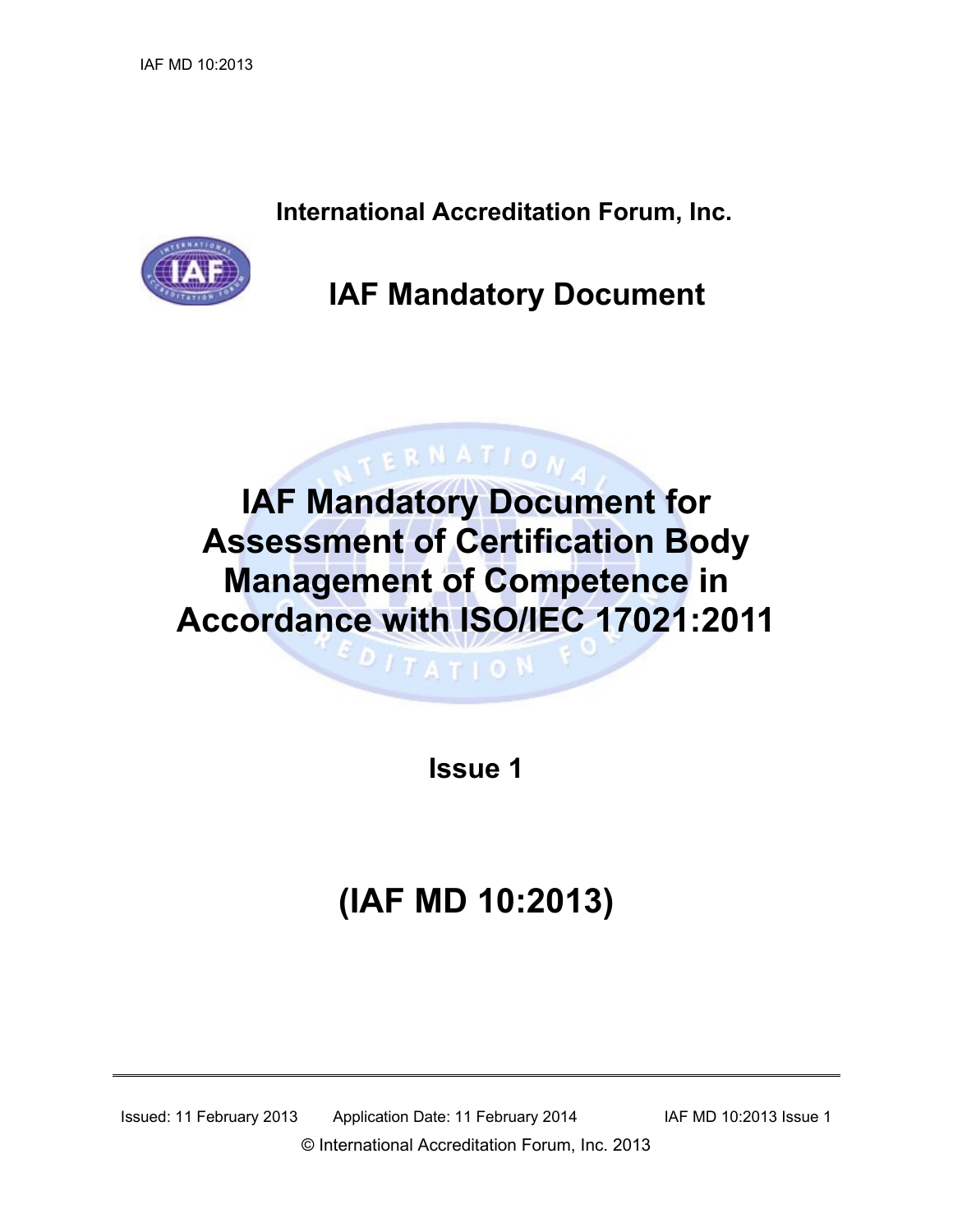**International Accreditation Forum, Inc.**

# IAF Mandatory Document

# IAF Mandatory Document for Assessment of Certification Body Management of Competence in Accordance with ISO/IEC 17021:2011

**Issue 1**

# (IAF MD 10:2013)

Issued: 11 February 2013 Application Date: 11 February 2014 IAF MD 10:2013 Issue 1

© International Accreditation Forum, Inc. 2013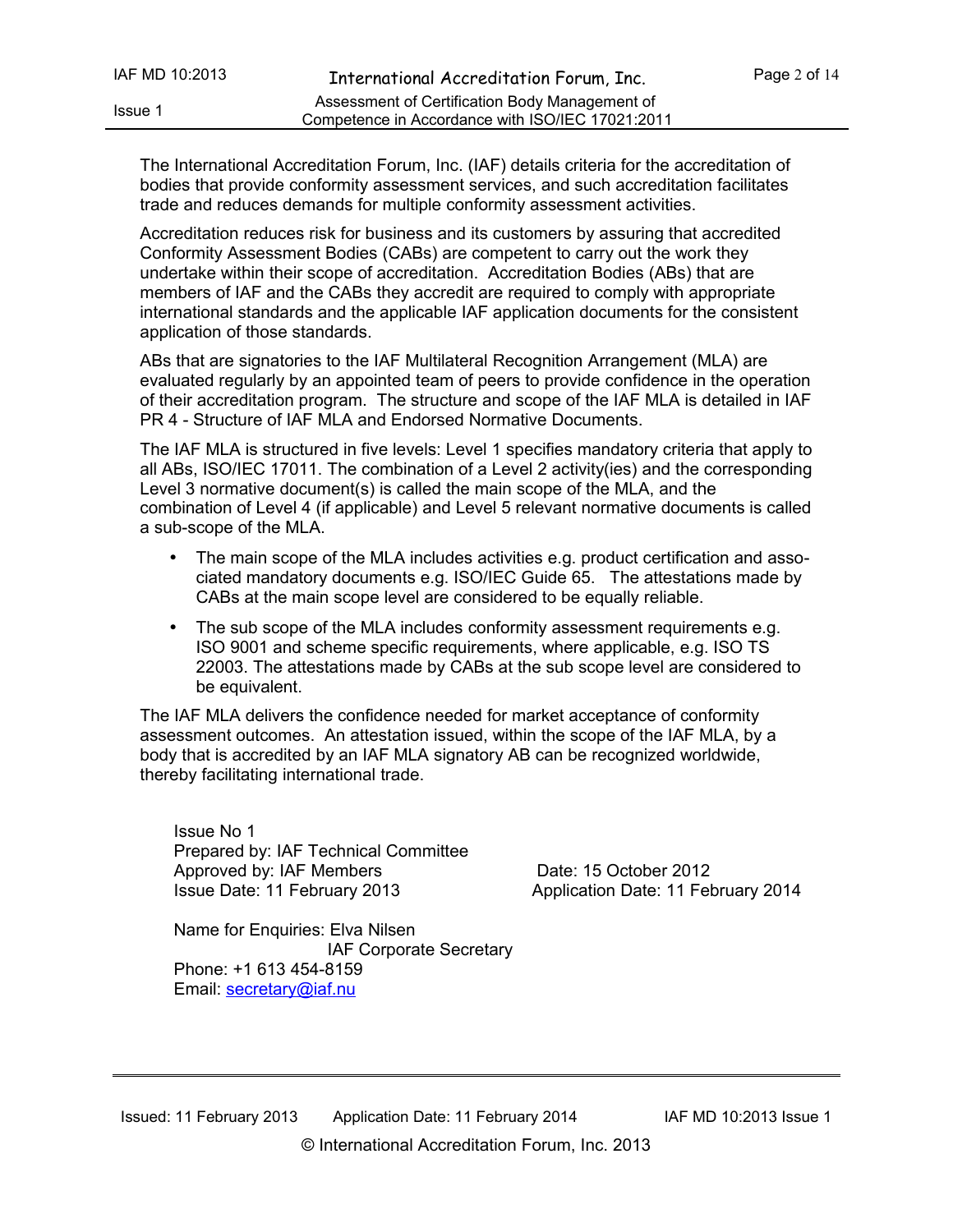The International Accreditation Forum, Inc. (IAF) details criteria for the accreditation of bodies that provide conformity assessment services, and such accreditation facilitates trade and reduces demands for multiple conformity assessment activities.

Accreditation reduces risk for business and its customers by assuring that accredited Conformity Assessment Bodies (CABs) are competent to carry out the work they undertake within their scope of accreditation. Accreditation Bodies (ABs) that are members of IAF and the CABs they accredit are required to comply with appropriate international standards and the applicable IAF application documents for the consistent application of those standards.

ABs that are signatories to the IAF Multilateral Recognition Arrangement (MLA) are evaluated regularly by an appointed team of peers to provide confidence in the operation of their accreditation program. The structure and scope of the IAF MLA is detailed in IAF PR 4 - Structure of IAF MLA and Endorsed Normative Documents.

The IAF MLA is structured in five levels: Level 1 specifies mandatory criteria that apply to all ABs, ISO/IEC 17011. The combination of a Level 2 activity(ies) and the corresponding Level 3 normative document(s) is called the main scope of the MLA, and the combination of Level 4 (if applicable) and Level 5 relevant normative documents is called a sub-scope of the MLA.

- The main scope of the MLA includes activities e.g. product certification and associated mandatory documents e.g. ISO/IEC Guide 65. The attestations made by CABs at the main scope level are considered to be equally reliable.
- The sub scope of the MLA includes conformity assessment requirements e.g. ISO 9001 and scheme specific requirements, where applicable, e.g. ISO TS 22003. The attestations made by CABs at the sub scope level are considered to be equivalent.

The IAF MLA delivers the confidence needed for market acceptance of conformity assessment outcomes. An attestation issued, within the scope of the IAF MLA, by a body that is accredited by an IAF MLA signatory AB can be recognized worldwide, thereby facilitating international trade.

Issue No 1
Prepared by: IAF Technical Committee
Approved by: IAF Members Date: 15 October 2012
Issue Date: 11 February 2013 Application Date: 11 February 2014

Name for Enquiries: Elva Nilsen
IAF Corporate Secretary
Phone: +1 613 454-8159
Email: secretary@iaf.nu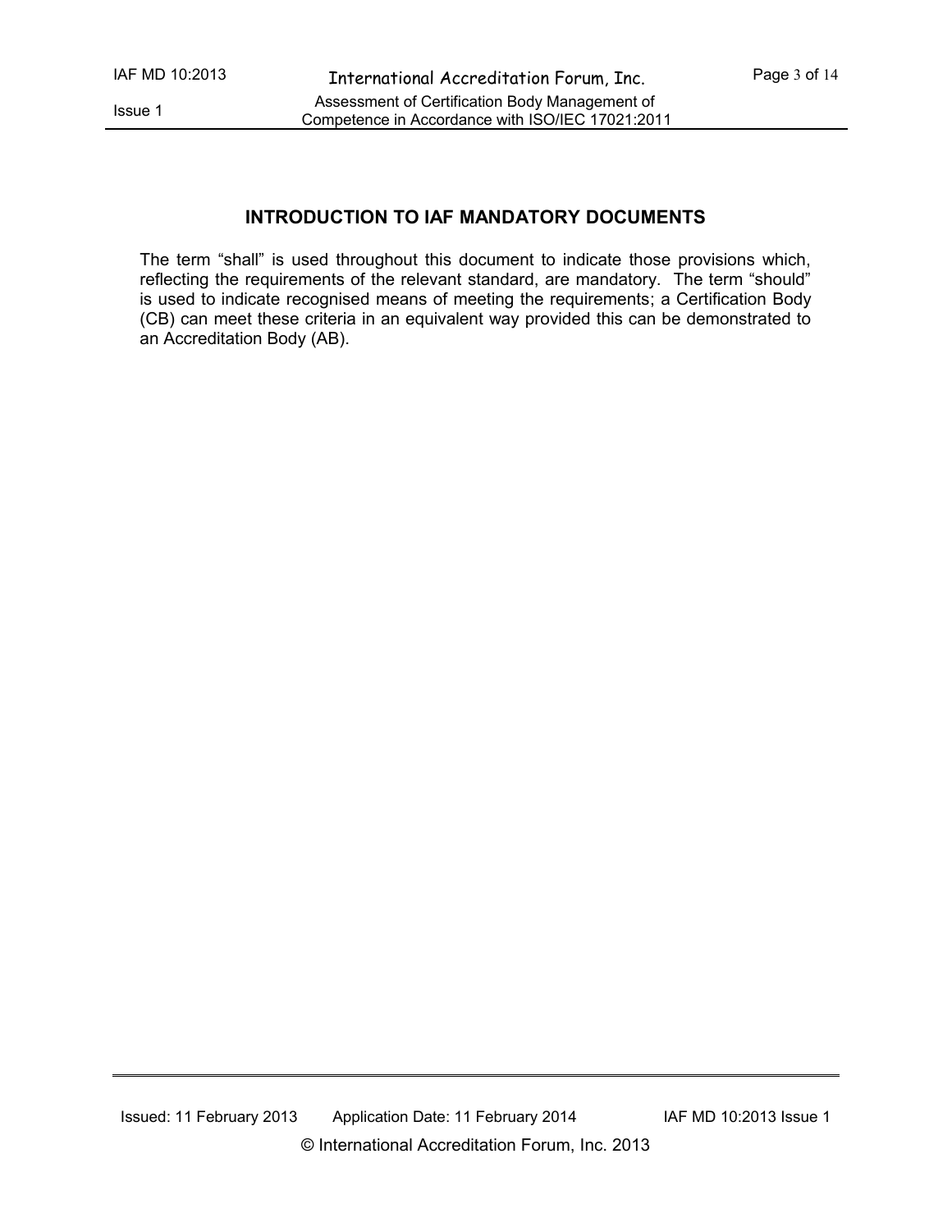## INTRODUCTION TO IAF MANDATORY DOCUMENTS

The term “shall” is used throughout this document to indicate those provisions which, reflecting the requirements of the relevant standard, are mandatory. The term “should” is used to indicate recognised means of meeting the requirements; a Certification Body (CB) can meet these criteria in an equivalent way provided this can be demonstrated to an Accreditation Body (AB).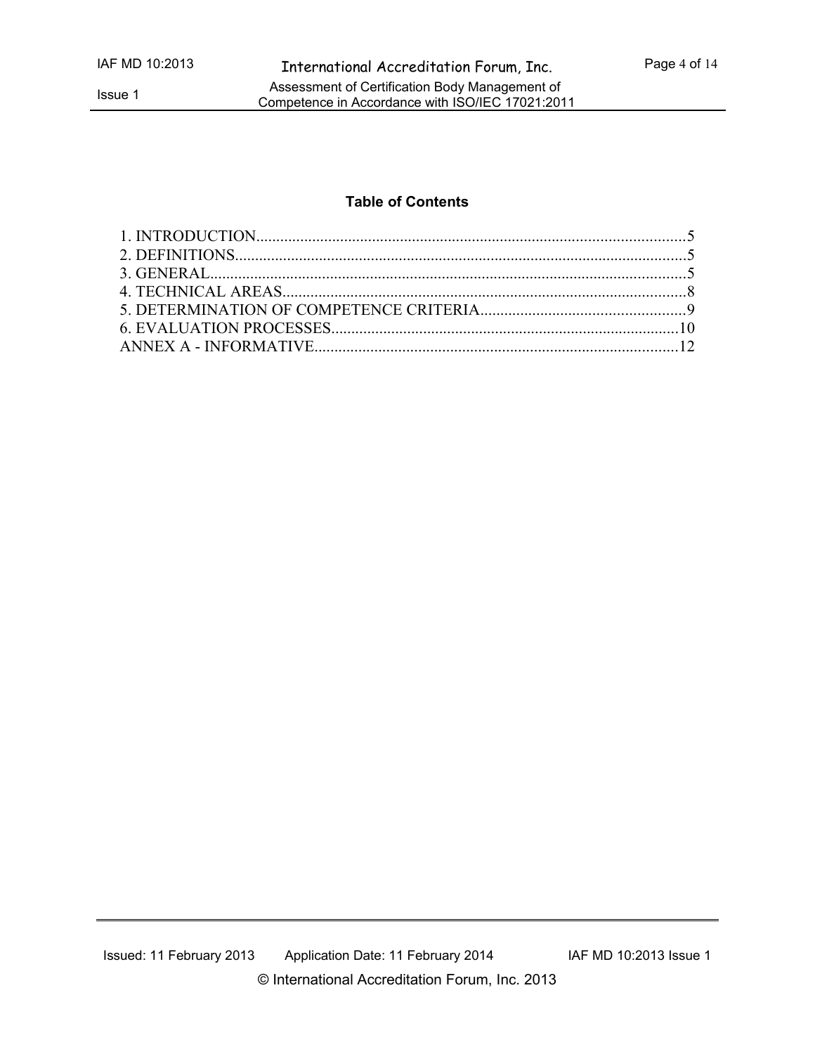**Table of Contents**

1. INTRODUCTION...........................................................................................................5
2. DEFINITIONS................................................................................................................5
3. GENERAL......................................................................................................................5
4. TECHNICAL AREAS.....................................................................................................8
5. DETERMINATION OF COMPETENCE CRITERIA...................................................9
6. EVALUATION PROCESSES.......................................................................................10
ANNEX A - INFORMATIVE...........................................................................................12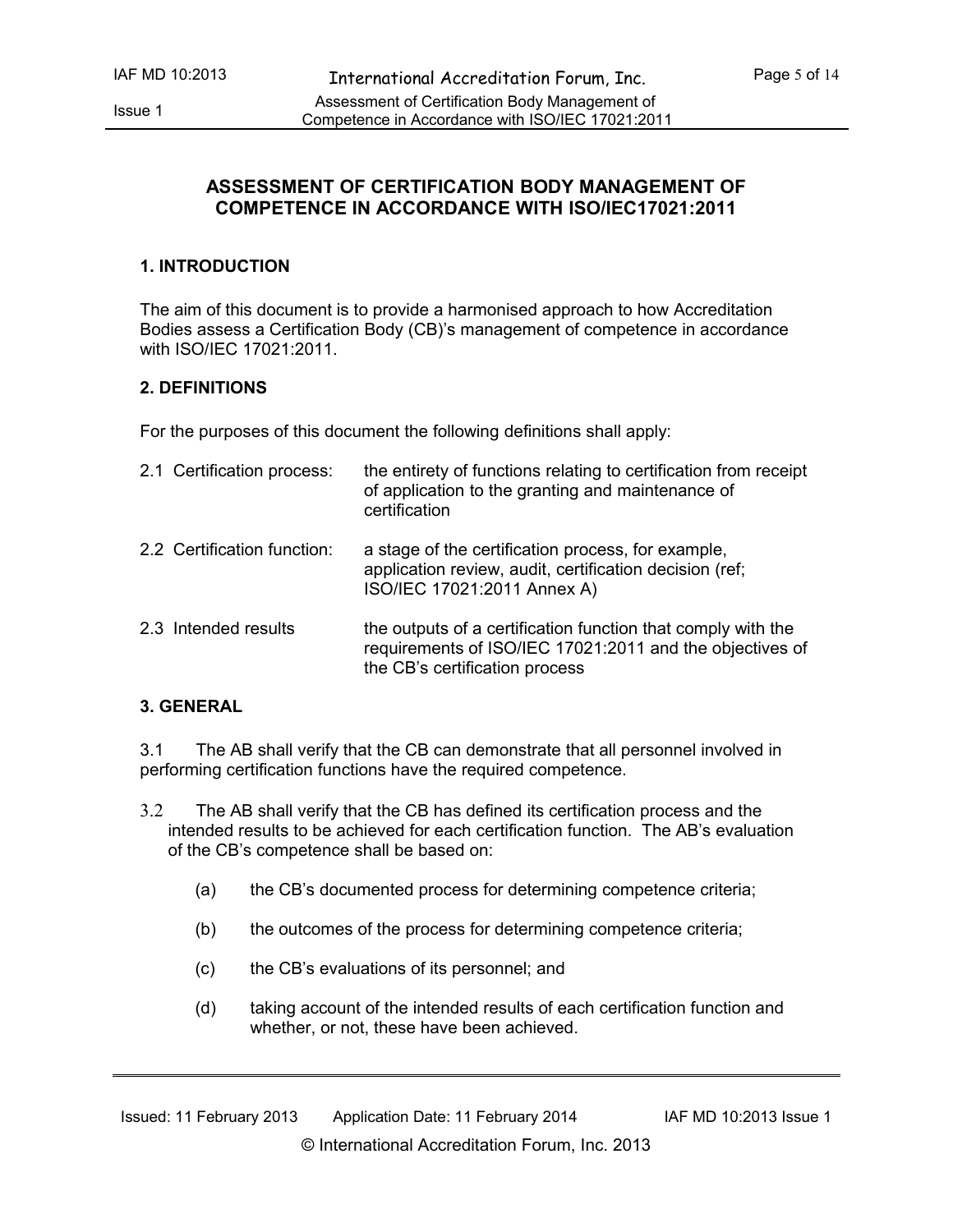# ASSESSMENT OF CERTIFICATION BODY MANAGEMENT OF COMPETENCE IN ACCORDANCE WITH ISO/IEC17021:2011

## 1. INTRODUCTION

The aim of this document is to provide a harmonised approach to how Accreditation Bodies assess a Certification Body (CB)'s management of competence in accordance with ISO/IEC 17021:2011.

## 2. DEFINITIONS

For the purposes of this document the following definitions shall apply:

2.1 Certification process: the entirety of functions relating to certification from receipt of application to the granting and maintenance of certification

2.2 Certification function: a stage of the certification process, for example, application review, audit, certification decision (ref; ISO/IEC 17021:2011 Annex A)

2.3 Intended results the outputs of a certification function that comply with the requirements of ISO/IEC 17021:2011 and the objectives of the CB's certification process

## 3. GENERAL

3.1 The AB shall verify that the CB can demonstrate that all personnel involved in performing certification functions have the required competence.

3.2 The AB shall verify that the CB has defined its certification process and the intended results to be achieved for each certification function. The AB's evaluation of the CB's competence shall be based on:

(a) the CB's documented process for determining competence criteria;

(b) the outcomes of the process for determining competence criteria;

(c) the CB's evaluations of its personnel; and

(d) taking account of the intended results of each certification function and whether, or not, these have been achieved.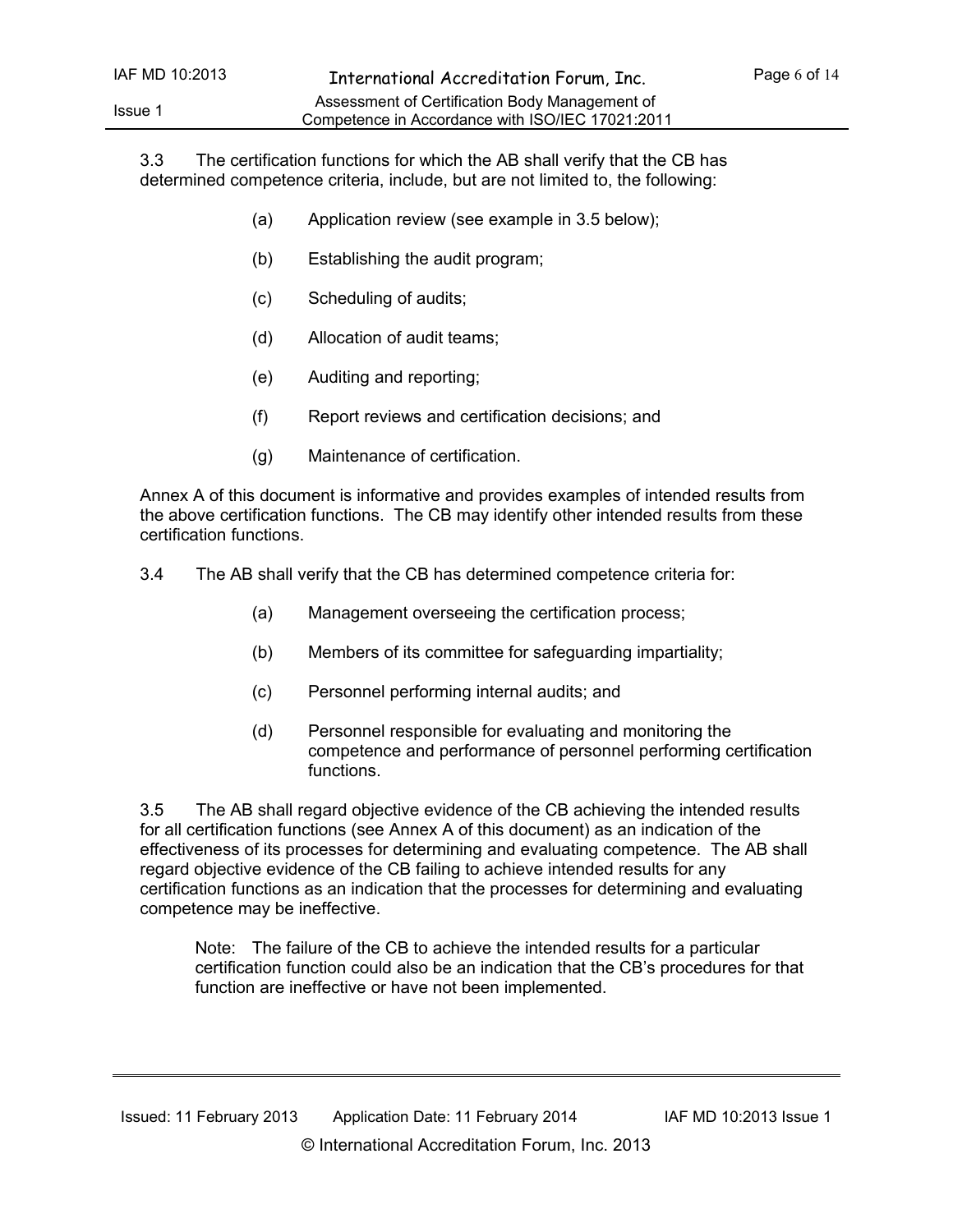3.3 The certification functions for which the AB shall verify that the CB has determined competence criteria, include, but are not limited to, the following:

(a) Application review (see example in 3.5 below);

(b) Establishing the audit program;

(c) Scheduling of audits;

(d) Allocation of audit teams;

(e) Auditing and reporting;

(f) Report reviews and certification decisions; and

(g) Maintenance of certification.

Annex A of this document is informative and provides examples of intended results from the above certification functions. The CB may identify other intended results from these certification functions.

3.4 The AB shall verify that the CB has determined competence criteria for:

(a) Management overseeing the certification process;

(b) Members of its committee for safeguarding impartiality;

(c) Personnel performing internal audits; and

(d) Personnel responsible for evaluating and monitoring the competence and performance of personnel performing certification functions.

3.5 The AB shall regard objective evidence of the CB achieving the intended results for all certification functions (see Annex A of this document) as an indication of the effectiveness of its processes for determining and evaluating competence. The AB shall regard objective evidence of the CB failing to achieve intended results for any certification functions as an indication that the processes for determining and evaluating competence may be ineffective.

Note: The failure of the CB to achieve the intended results for a particular certification function could also be an indication that the CB's procedures for that function are ineffective or have not been implemented.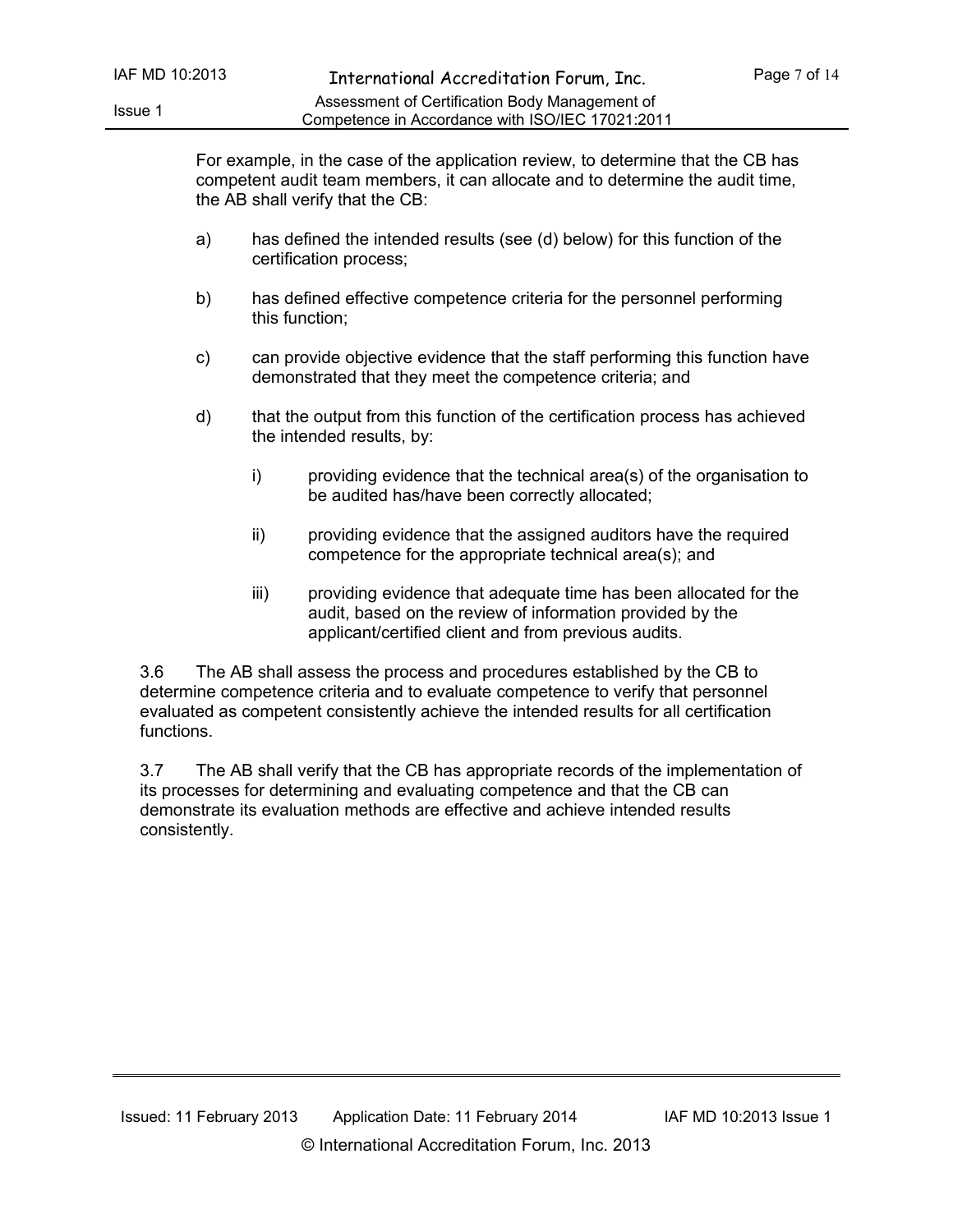For example, in the case of the application review, to determine that the CB has competent audit team members, it can allocate and to determine the audit time, the AB shall verify that the CB:

a) has defined the intended results (see (d) below) for this function of the certification process;

b) has defined effective competence criteria for the personnel performing this function;

c) can provide objective evidence that the staff performing this function have demonstrated that they meet the competence criteria; and

d) that the output from this function of the certification process has achieved the intended results, by:

   i) providing evidence that the technical area(s) of the organisation to be audited has/have been correctly allocated;

   ii) providing evidence that the assigned auditors have the required competence for the appropriate technical area(s); and

   iii) providing evidence that adequate time has been allocated for the audit, based on the review of information provided by the applicant/certified client and from previous audits.

3.6 The AB shall assess the process and procedures established by the CB to determine competence criteria and to evaluate competence to verify that personnel evaluated as competent consistently achieve the intended results for all certification functions.

3.7 The AB shall verify that the CB has appropriate records of the implementation of its processes for determining and evaluating competence and that the CB can demonstrate its evaluation methods are effective and achieve intended results consistently.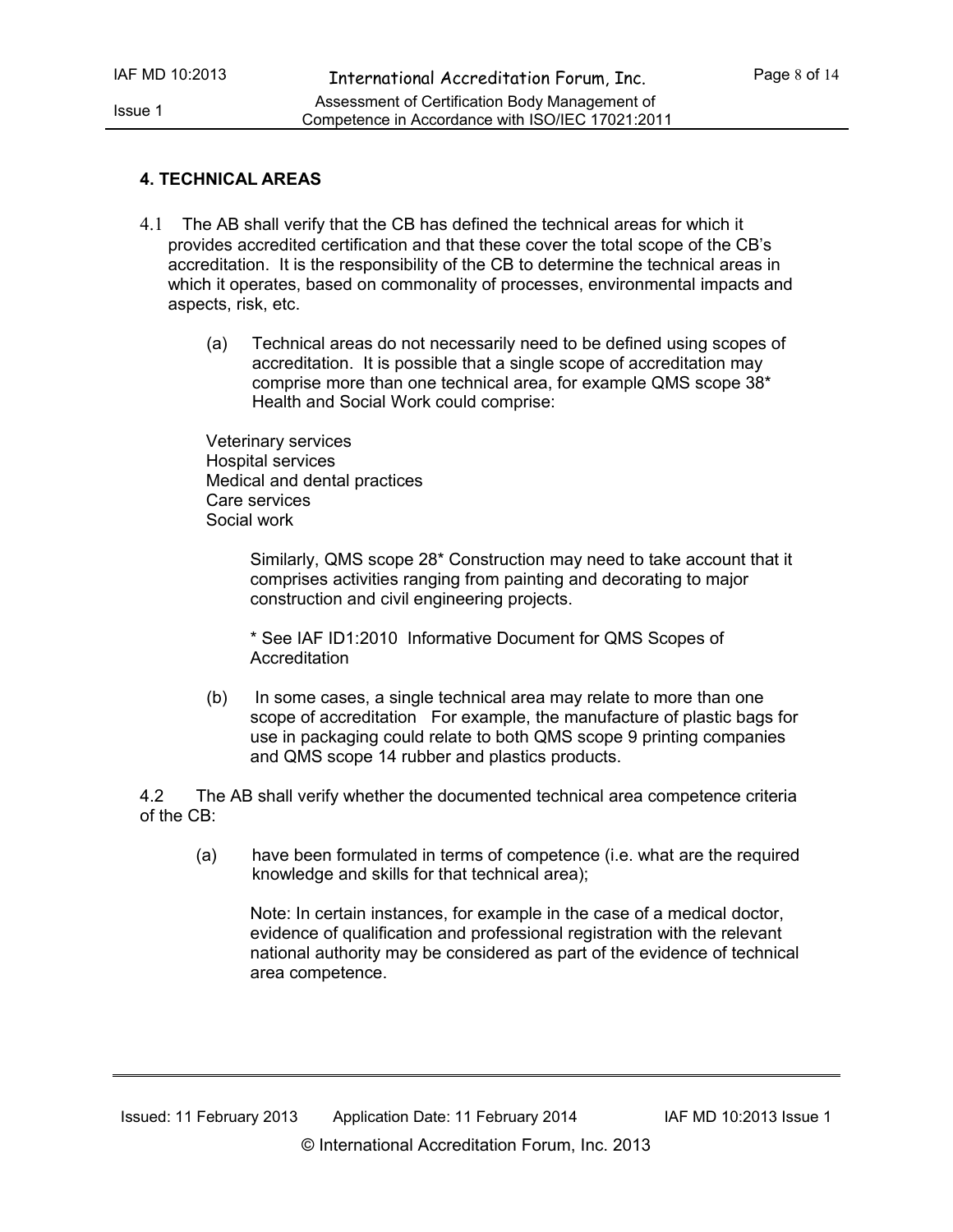## 4. TECHNICAL AREAS

4.1 The AB shall verify that the CB has defined the technical areas for which it provides accredited certification and that these cover the total scope of the CB's accreditation. It is the responsibility of the CB to determine the technical areas in which it operates, based on commonality of processes, environmental impacts and aspects, risk, etc.

(a) Technical areas do not necessarily need to be defined using scopes of accreditation. It is possible that a single scope of accreditation may comprise more than one technical area, for example QMS scope 38* Health and Social Work could comprise:

Veterinary services
Hospital services
Medical and dental practices
Care services
Social work

Similarly, QMS scope 28* Construction may need to take account that it comprises activities ranging from painting and decorating to major construction and civil engineering projects.

* See IAF ID1:2010 Informative Document for QMS Scopes of Accreditation

(b) In some cases, a single technical area may relate to more than one scope of accreditation For example, the manufacture of plastic bags for use in packaging could relate to both QMS scope 9 printing companies and QMS scope 14 rubber and plastics products.

4.2 The AB shall verify whether the documented technical area competence criteria of the CB:

(a) have been formulated in terms of competence (i.e. what are the required knowledge and skills for that technical area);

Note: In certain instances, for example in the case of a medical doctor, evidence of qualification and professional registration with the relevant national authority may be considered as part of the evidence of technical area competence.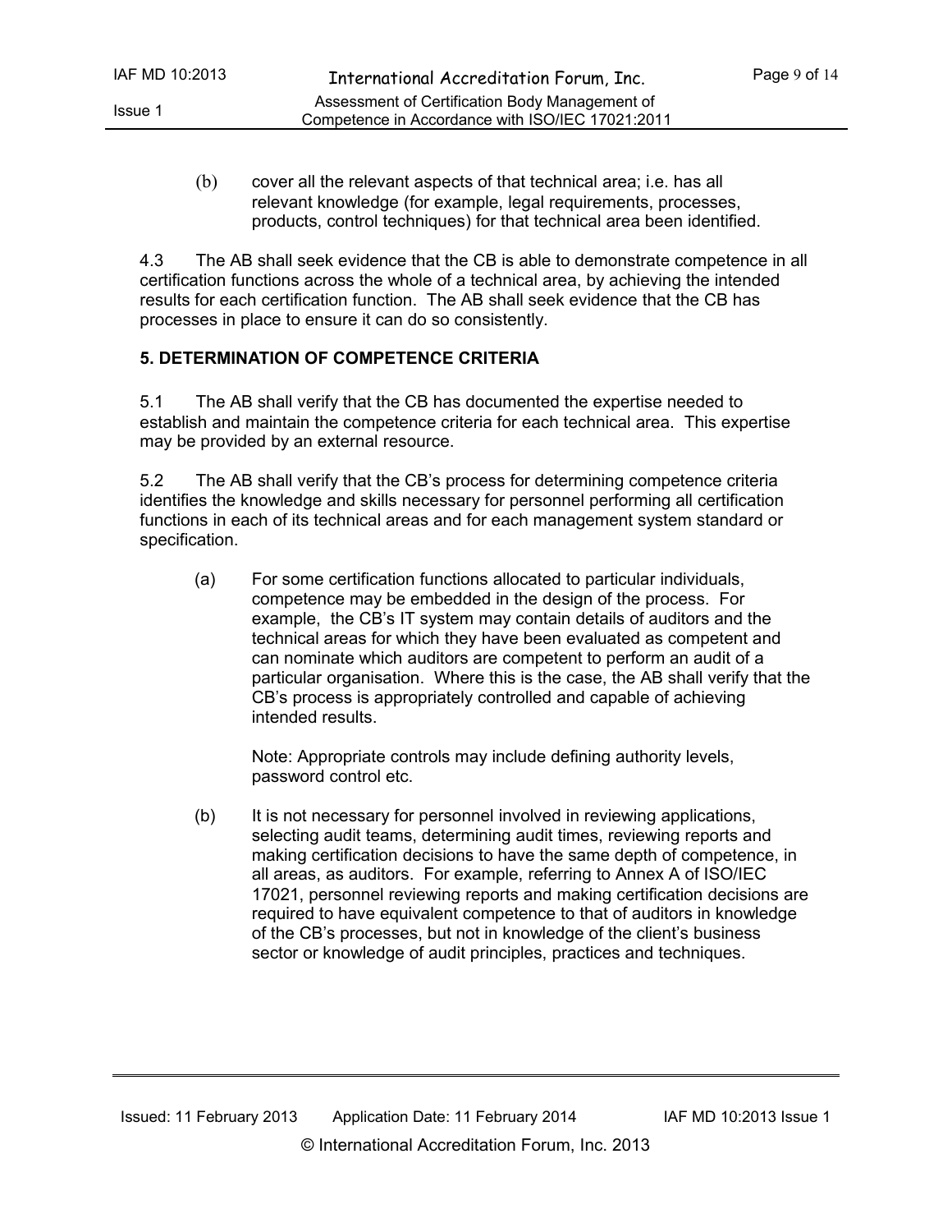(b) cover all the relevant aspects of that technical area; i.e. has all relevant knowledge (for example, legal requirements, processes, products, control techniques) for that technical area been identified.

4.3 The AB shall seek evidence that the CB is able to demonstrate competence in all certification functions across the whole of a technical area, by achieving the intended results for each certification function. The AB shall seek evidence that the CB has processes in place to ensure it can do so consistently.

## 5. DETERMINATION OF COMPETENCE CRITERIA

5.1 The AB shall verify that the CB has documented the expertise needed to establish and maintain the competence criteria for each technical area. This expertise may be provided by an external resource.

5.2 The AB shall verify that the CB's process for determining competence criteria identifies the knowledge and skills necessary for personnel performing all certification functions in each of its technical areas and for each management system standard or specification.

(a) For some certification functions allocated to particular individuals, competence may be embedded in the design of the process. For example, the CB's IT system may contain details of auditors and the technical areas for which they have been evaluated as competent and can nominate which auditors are competent to perform an audit of a particular organisation. Where this is the case, the AB shall verify that the CB's process is appropriately controlled and capable of achieving intended results.

Note: Appropriate controls may include defining authority levels, password control etc.

(b) It is not necessary for personnel involved in reviewing applications, selecting audit teams, determining audit times, reviewing reports and making certification decisions to have the same depth of competence, in all areas, as auditors. For example, referring to Annex A of ISO/IEC 17021, personnel reviewing reports and making certification decisions are required to have equivalent competence to that of auditors in knowledge of the CB's processes, but not in knowledge of the client's business sector or knowledge of audit principles, practices and techniques.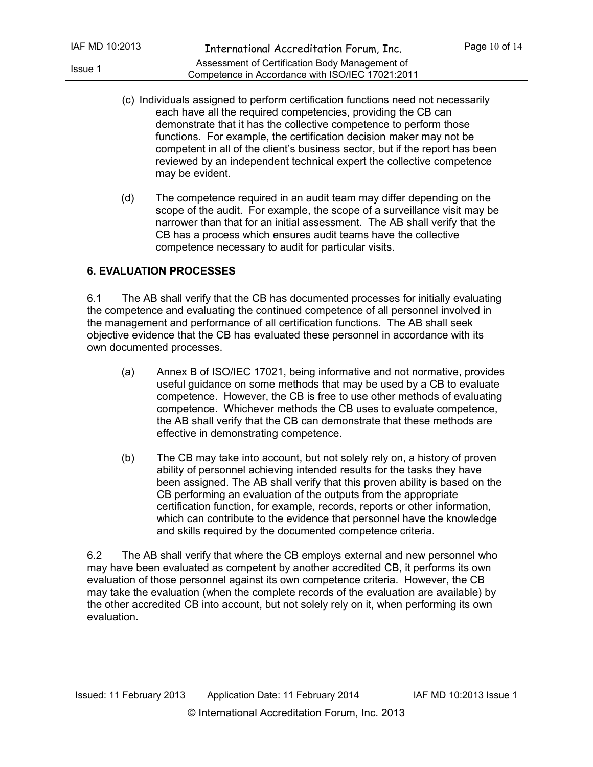(c) Individuals assigned to perform certification functions need not necessarily each have all the required competencies, providing the CB can demonstrate that it has the collective competence to perform those functions. For example, the certification decision maker may not be competent in all of the client's business sector, but if the report has been reviewed by an independent technical expert the collective competence may be evident.

(d) The competence required in an audit team may differ depending on the scope of the audit. For example, the scope of a surveillance visit may be narrower than that for an initial assessment. The AB shall verify that the CB has a process which ensures audit teams have the collective competence necessary to audit for particular visits.

## 6. EVALUATION PROCESSES

6.1 The AB shall verify that the CB has documented processes for initially evaluating the competence and evaluating the continued competence of all personnel involved in the management and performance of all certification functions. The AB shall seek objective evidence that the CB has evaluated these personnel in accordance with its own documented processes.

(a) Annex B of ISO/IEC 17021, being informative and not normative, provides useful guidance on some methods that may be used by a CB to evaluate competence. However, the CB is free to use other methods of evaluating competence. Whichever methods the CB uses to evaluate competence, the AB shall verify that the CB can demonstrate that these methods are effective in demonstrating competence.

(b) The CB may take into account, but not solely rely on, a history of proven ability of personnel achieving intended results for the tasks they have been assigned. The AB shall verify that this proven ability is based on the CB performing an evaluation of the outputs from the appropriate certification function, for example, records, reports or other information, which can contribute to the evidence that personnel have the knowledge and skills required by the documented competence criteria.

6.2 The AB shall verify that where the CB employs external and new personnel who may have been evaluated as competent by another accredited CB, it performs its own evaluation of those personnel against its own competence criteria. However, the CB may take the evaluation (when the complete records of the evaluation are available) by the other accredited CB into account, but not solely rely on it, when performing its own evaluation.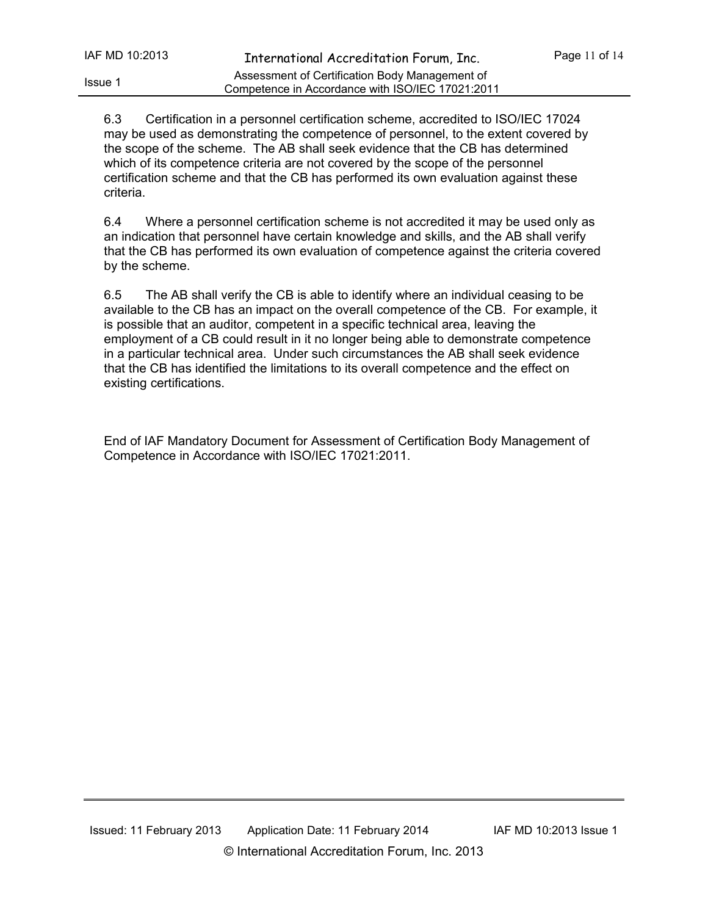6.3 Certification in a personnel certification scheme, accredited to ISO/IEC 17024 may be used as demonstrating the competence of personnel, to the extent covered by the scope of the scheme. The AB shall seek evidence that the CB has determined which of its competence criteria are not covered by the scope of the personnel certification scheme and that the CB has performed its own evaluation against these criteria.

6.4 Where a personnel certification scheme is not accredited it may be used only as an indication that personnel have certain knowledge and skills, and the AB shall verify that the CB has performed its own evaluation of competence against the criteria covered by the scheme.

6.5 The AB shall verify the CB is able to identify where an individual ceasing to be available to the CB has an impact on the overall competence of the CB. For example, it is possible that an auditor, competent in a specific technical area, leaving the employment of a CB could result in it no longer being able to demonstrate competence in a particular technical area. Under such circumstances the AB shall seek evidence that the CB has identified the limitations to its overall competence and the effect on existing certifications.

End of IAF Mandatory Document for Assessment of Certification Body Management of Competence in Accordance with ISO/IEC 17021:2011.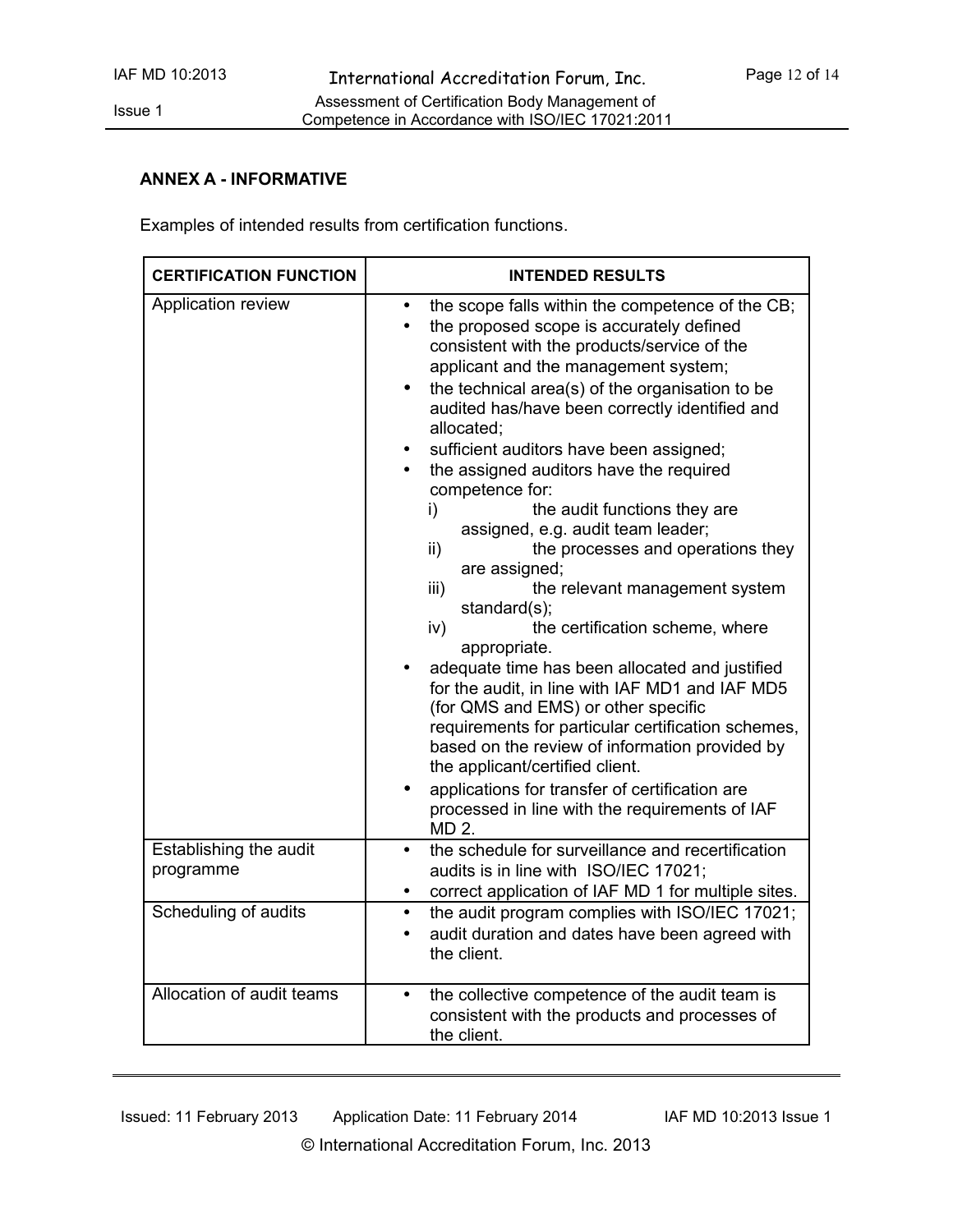**ANNEX A - INFORMATIVE**

Examples of intended results from certification functions.

| CERTIFICATION FUNCTION | INTENDED RESULTS |
|---|---|
| Application review | • the scope falls within the competence of the CB;<br>• the proposed scope is accurately defined consistent with the products/service of the applicant and the management system;<br>• the technical area(s) of the organisation to be audited has/have been correctly identified and allocated;<br>• sufficient auditors have been assigned;<br>• the assigned auditors have the required competence for:<br>i) the audit functions they are assigned, e.g. audit team leader;<br>ii) the processes and operations they are assigned;<br>iii) the relevant management system standard(s);<br>iv) the certification scheme, where appropriate.<br>• adequate time has been allocated and justified for the audit, in line with IAF MD1 and IAF MD5 (for QMS and EMS) or other specific requirements for particular certification schemes, based on the review of information provided by the applicant/certified client.<br>• applications for transfer of certification are processed in line with the requirements of IAF MD 2. |
| Establishing the audit programme | • the schedule for surveillance and recertification audits is in line with ISO/IEC 17021;<br>• correct application of IAF MD 1 for multiple sites. |
| Scheduling of audits | • the audit program complies with ISO/IEC 17021;<br>• audit duration and dates have been agreed with the client. |
| Allocation of audit teams | • the collective competence of the audit team is consistent with the products and processes of the client. |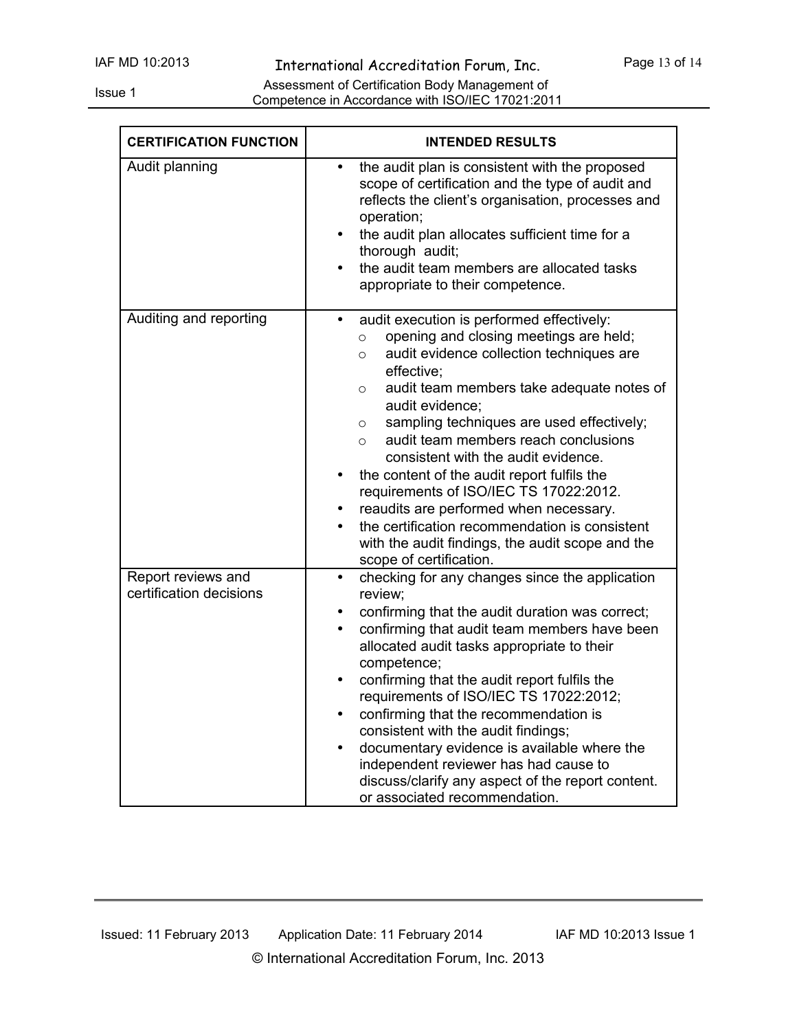| CERTIFICATION FUNCTION | INTENDED RESULTS |
|---|---|
| Audit planning | • the audit plan is consistent with the proposed scope of certification and the type of audit and reflects the client's organisation, processes and operation;<br>• the audit plan allocates sufficient time for a thorough audit;<br>• the audit team members are allocated tasks appropriate to their competence. |
| Auditing and reporting | • audit execution is performed effectively:<br>○ opening and closing meetings are held;<br>○ audit evidence collection techniques are effective;<br>○ audit team members take adequate notes of audit evidence;<br>○ sampling techniques are used effectively;<br>○ audit team members reach conclusions consistent with the audit evidence.<br>• the content of the audit report fulfils the requirements of ISO/IEC TS 17022:2012.<br>• reaudits are performed when necessary.<br>• the certification recommendation is consistent with the audit findings, the audit scope and the scope of certification. |
| Report reviews and certification decisions | • checking for any changes since the application review;<br>• confirming that the audit duration was correct;<br>• confirming that audit team members have been allocated audit tasks appropriate to their competence;<br>• confirming that the audit report fulfils the requirements of ISO/IEC TS 17022:2012;<br>• confirming that the recommendation is consistent with the audit findings;<br>• documentary evidence is available where the independent reviewer has had cause to discuss/clarify any aspect of the report content. or associated recommendation. |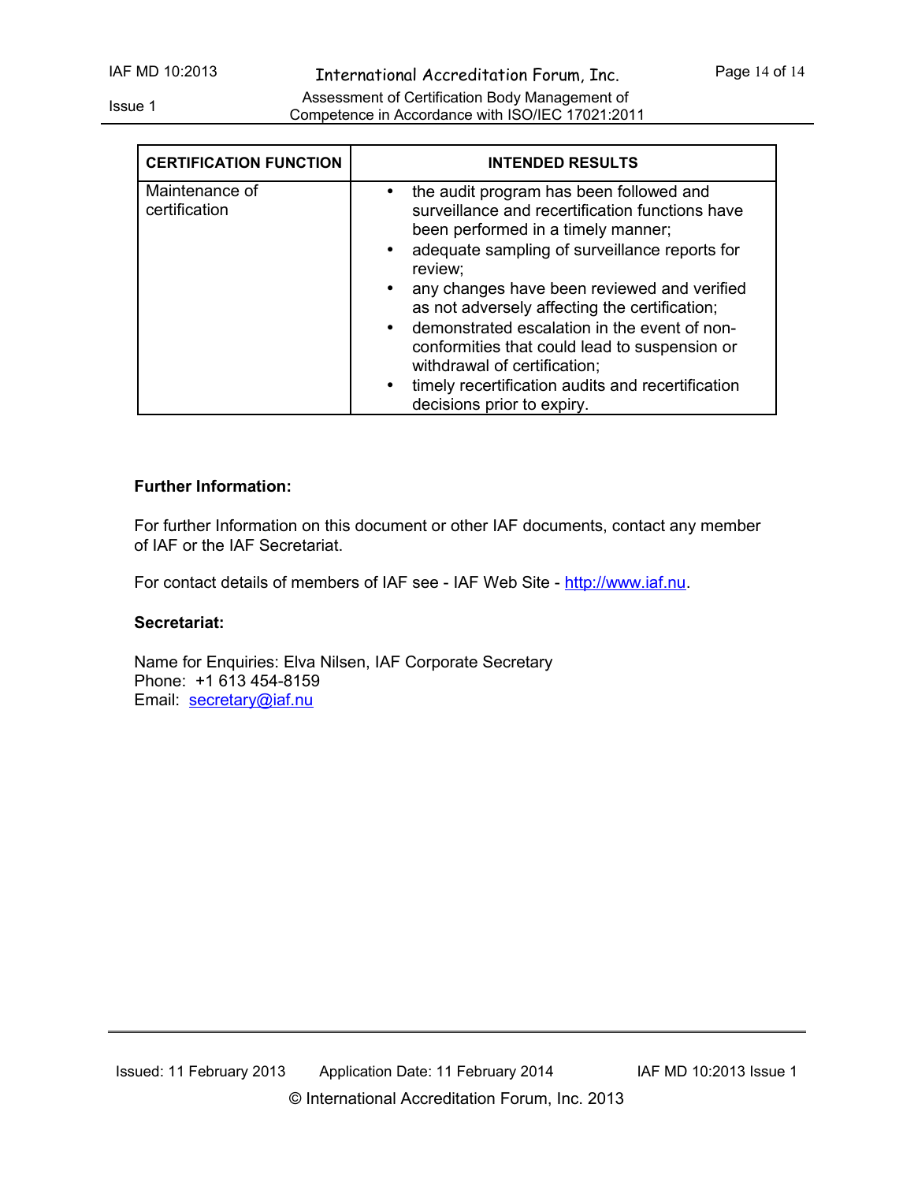| CERTIFICATION FUNCTION | INTENDED RESULTS |
|---|---|
| Maintenance of certification | • the audit program has been followed and surveillance and recertification functions have been performed in a timely manner;<br>• adequate sampling of surveillance reports for review;<br>• any changes have been reviewed and verified as not adversely affecting the certification;<br>• demonstrated escalation in the event of non-conformities that could lead to suspension or withdrawal of certification;<br>• timely recertification audits and recertification decisions prior to expiry. |

**Further Information:**

For further Information on this document or other IAF documents, contact any member of IAF or the IAF Secretariat.

For contact details of members of IAF see - IAF Web Site - http://www.iaf.nu.

**Secretariat:**

Name for Enquiries: Elva Nilsen, IAF Corporate Secretary
Phone: +1 613 454-8159
Email: secretary@iaf.nu